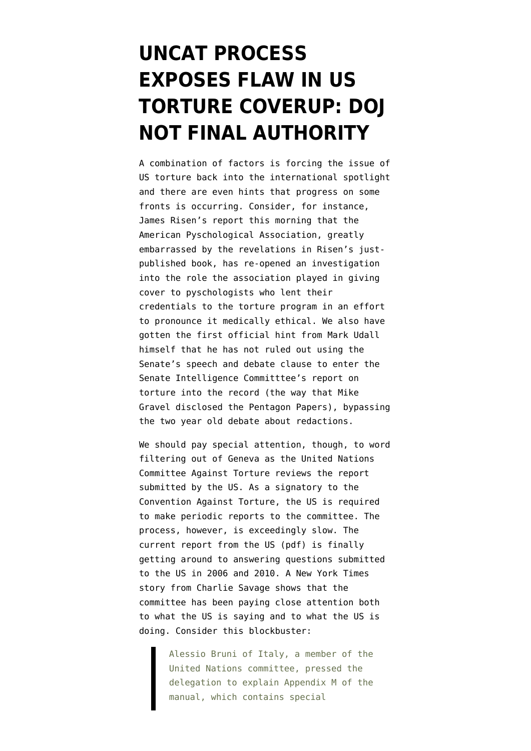# UNCAT PROCESS EXPOSES FLAW IN US TORTURE COVERUP: DOJ NOT FINAL AUTHORITY

A combination of factors is forcing the issue of US torture back into the international spotlight and there are even hints that progress on some fronts is occurring. Consider, for instance, James Risen's report this morning that the American Pyschological Association, greatly embarrassed by the revelations in Risen's just-published book, has re-opened an investigation into the role the association played in giving cover to pyschologists who lent their credentials to the torture program in an effort to pronounce it medically ethical. We also have gotten the first official hint from Mark Udall himself that he has not ruled out using the Senate's speech and debate clause to enter the Senate Intelligence Committtee's report on torture into the record (the way that Mike Gravel disclosed the Pentagon Papers), bypassing the two year old debate about redactions.

We should pay special attention, though, to word filtering out of Geneva as the United Nations Committee Against Torture reviews the report submitted by the US. As a signatory to the Convention Against Torture, the US is required to make periodic reports to the committee. The process, however, is exceedingly slow. The current report from the US (pdf) is finally getting around to answering questions submitted to the US in 2006 and 2010. A New York Times story from Charlie Savage shows that the committee has been paying close attention both to what the US is saying and to what the US is doing. Consider this blockbuster:

> Alessio Bruni of Italy, a member of the United Nations committee, pressed the delegation to explain Appendix M of the manual, which contains special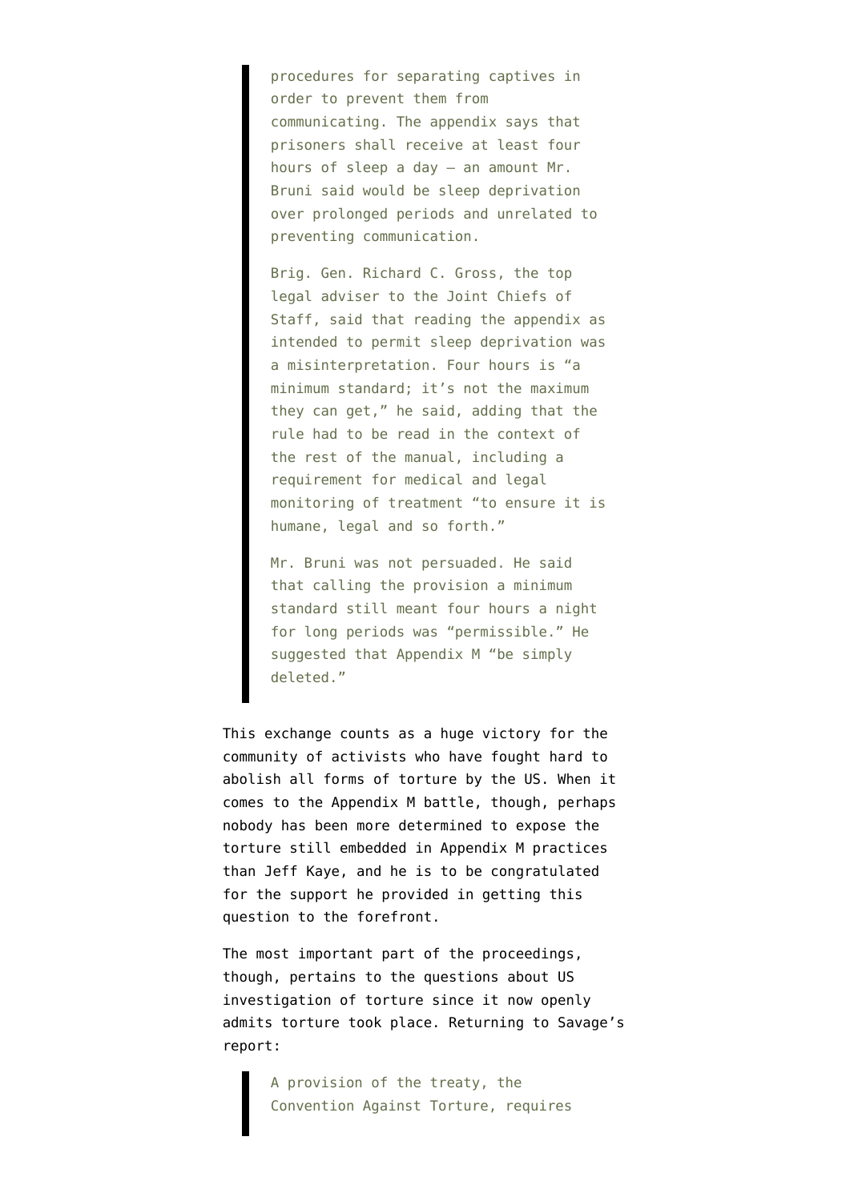> procedures for separating captives in order to prevent them from communicating. The appendix says that prisoners shall receive at least four hours of sleep a day — an amount Mr. Bruni said would be sleep deprivation over prolonged periods and unrelated to preventing communication.
>
> Brig. Gen. Richard C. Gross, the top legal adviser to the Joint Chiefs of Staff, said that reading the appendix as intended to permit sleep deprivation was a misinterpretation. Four hours is "a minimum standard; it's not the maximum they can get," he said, adding that the rule had to be read in the context of the rest of the manual, including a requirement for medical and legal monitoring of treatment "to ensure it is humane, legal and so forth."
>
> Mr. Bruni was not persuaded. He said that calling the provision a minimum standard still meant four hours a night for long periods was "permissible." He suggested that Appendix M "be simply deleted."

This exchange counts as a huge victory for the community of activists who have fought hard to abolish all forms of torture by the US. When it comes to the Appendix M battle, though, perhaps nobody has been more determined to expose the torture still embedded in Appendix M practices than Jeff Kaye, and he is to be congratulated for the support he provided in getting this question to the forefront.

The most important part of the proceedings, though, pertains to the questions about US investigation of torture since it now openly admits torture took place. Returning to Savage's report:

> A provision of the treaty, the Convention Against Torture, requires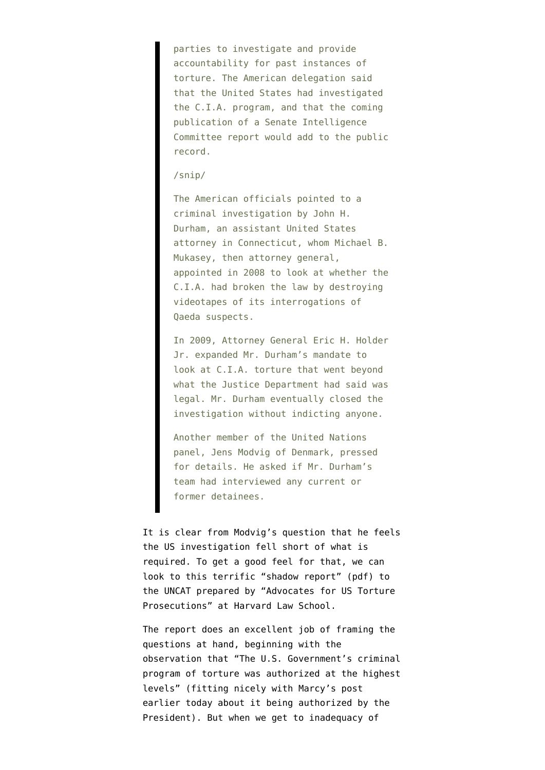> parties to investigate and provide accountability for past instances of torture. The American delegation said that the United States had investigated the C.I.A. program, and that the coming publication of a Senate Intelligence Committee report would add to the public record.
>
> /snip/
>
> The American officials pointed to a criminal investigation by John H. Durham, an assistant United States attorney in Connecticut, whom Michael B. Mukasey, then attorney general, appointed in 2008 to look at whether the C.I.A. had broken the law by destroying videotapes of its interrogations of Qaeda suspects.
>
> In 2009, Attorney General Eric H. Holder Jr. expanded Mr. Durham's mandate to look at C.I.A. torture that went beyond what the Justice Department had said was legal. Mr. Durham eventually closed the investigation without indicting anyone.
>
> Another member of the United Nations panel, Jens Modvig of Denmark, pressed for details. He asked if Mr. Durham's team had interviewed any current or former detainees.

It is clear from Modvig's question that he feels the US investigation fell short of what is required. To get a good feel for that, we can look to this terrific "shadow report" (pdf) to the UNCAT prepared by "Advocates for US Torture Prosecutions" at Harvard Law School.

The report does an excellent job of framing the questions at hand, beginning with the observation that "The U.S. Government's criminal program of torture was authorized at the highest levels" (fitting nicely with Marcy's post earlier today about it being authorized by the President). But when we get to inadequacy of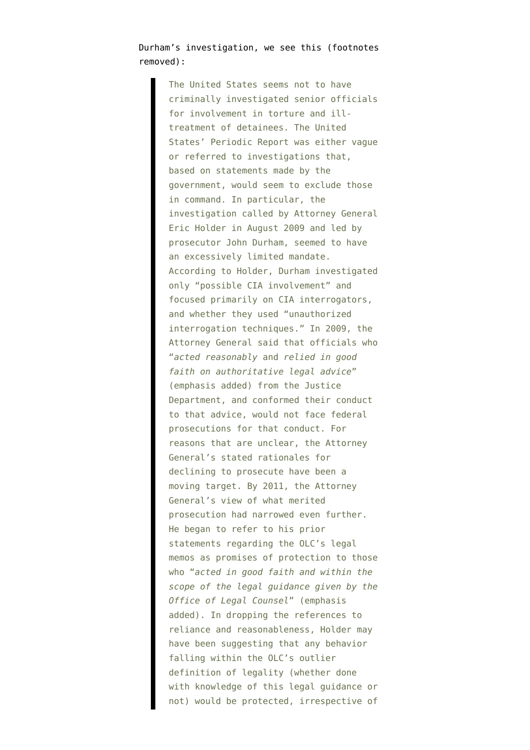Durham's investigation, we see this (footnotes removed):

> The United States seems not to have criminally investigated senior officials for involvement in torture and ill-treatment of detainees. The United States' Periodic Report was either vague or referred to investigations that, based on statements made by the government, would seem to exclude those in command. In particular, the investigation called by Attorney General Eric Holder in August 2009 and led by prosecutor John Durham, seemed to have an excessively limited mandate. According to Holder, Durham investigated only "possible CIA involvement" and focused primarily on CIA interrogators, and whether they used "unauthorized interrogation techniques." In 2009, the Attorney General said that officials who "*acted reasonably* and *relied in good faith on authoritative legal advice*" (emphasis added) from the Justice Department, and conformed their conduct to that advice, would not face federal prosecutions for that conduct. For reasons that are unclear, the Attorney General's stated rationales for declining to prosecute have been a moving target. By 2011, the Attorney General's view of what merited prosecution had narrowed even further. He began to refer to his prior statements regarding the OLC's legal memos as promises of protection to those who "*acted in good faith and within the scope of the legal guidance given by the Office of Legal Counsel*" (emphasis added). In dropping the references to reliance and reasonableness, Holder may have been suggesting that any behavior falling within the OLC's outlier definition of legality (whether done with knowledge of this legal guidance or not) would be protected, irrespective of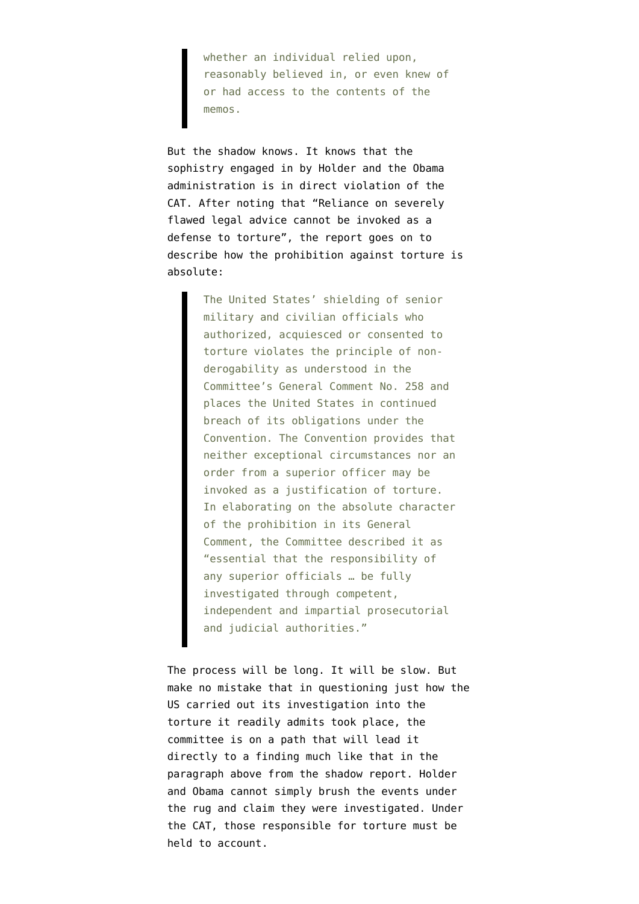> whether an individual relied upon, reasonably believed in, or even knew of or had access to the contents of the memos.

But the shadow knows. It knows that the sophistry engaged in by Holder and the Obama administration is in direct violation of the CAT. After noting that "Reliance on severely flawed legal advice cannot be invoked as a defense to torture", the report goes on to describe how the prohibition against torture is absolute:

> The United States' shielding of senior military and civilian officials who authorized, acquiesced or consented to torture violates the principle of non-derogability as understood in the Committee's General Comment No. 258 and places the United States in continued breach of its obligations under the Convention. The Convention provides that neither exceptional circumstances nor an order from a superior officer may be invoked as a justification of torture. In elaborating on the absolute character of the prohibition in its General Comment, the Committee described it as "essential that the responsibility of any superior officials … be fully investigated through competent, independent and impartial prosecutorial and judicial authorities."

The process will be long. It will be slow. But make no mistake that in questioning just how the US carried out its investigation into the torture it readily admits took place, the committee is on a path that will lead it directly to a finding much like that in the paragraph above from the shadow report. Holder and Obama cannot simply brush the events under the rug and claim they were investigated. Under the CAT, those responsible for torture must be held to account.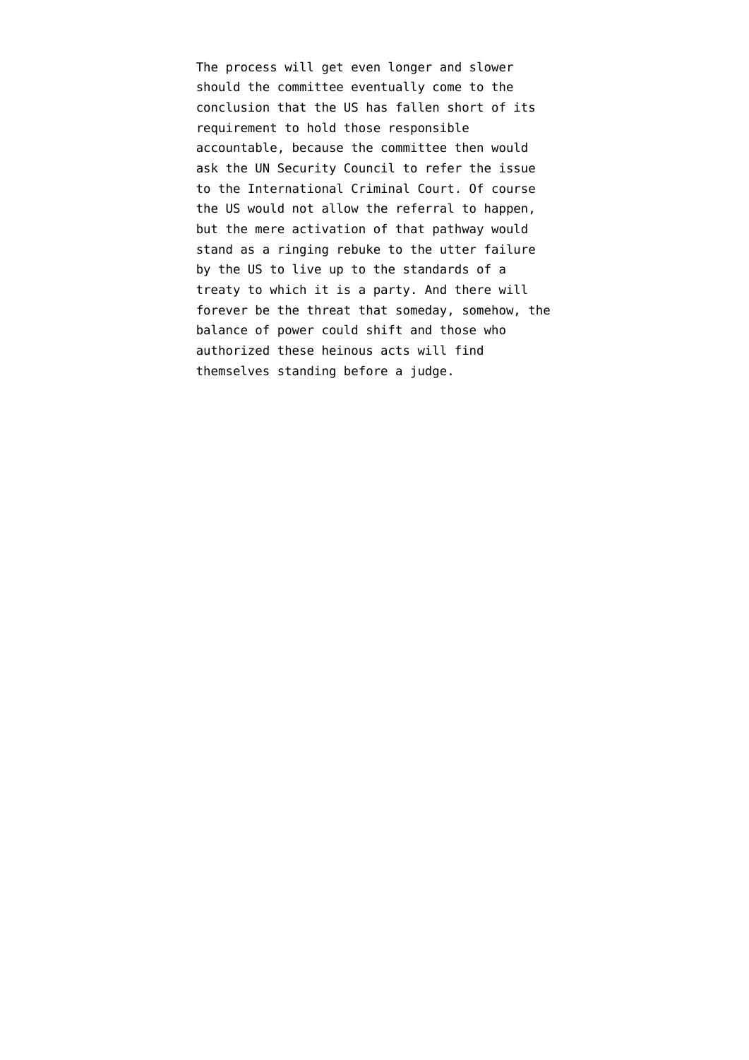The process will get even longer and slower should the committee eventually come to the conclusion that the US has fallen short of its requirement to hold those responsible accountable, because the committee then would ask the UN Security Council to refer the issue to the International Criminal Court. Of course the US would not allow the referral to happen, but the mere activation of that pathway would stand as a ringing rebuke to the utter failure by the US to live up to the standards of a treaty to which it is a party. And there will forever be the threat that someday, somehow, the balance of power could shift and those who authorized these heinous acts will find themselves standing before a judge.